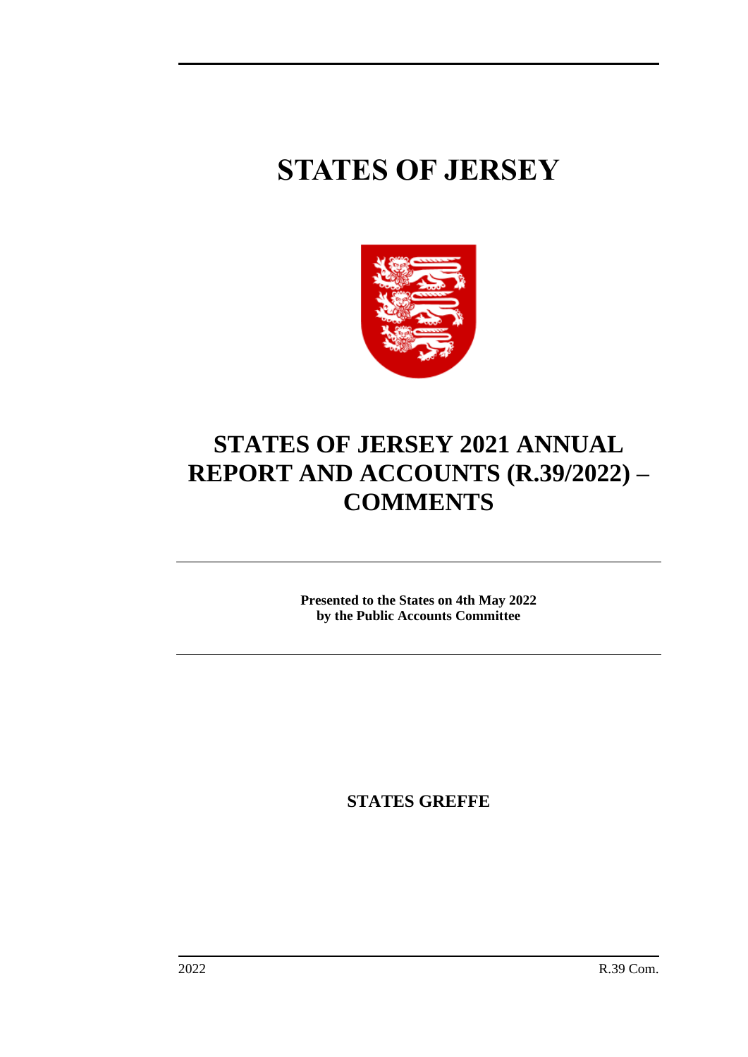# STATES OF JERSEY

# STATES OF JERSEY 2021 ANNUAL REPORT AND ACCOUNTS (R.39/2022) – COMMENTS

**Presented to the States on 4th May 2022**
**by the Public Accounts Committee**

**STATES GREFFE**

2022 R.39 Com.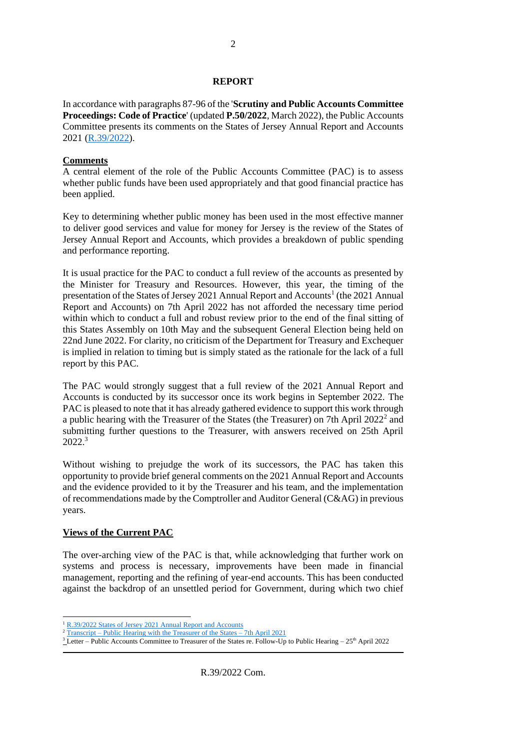## REPORT

In accordance with paragraphs 87-96 of the '**Scrutiny and Public Accounts Committee Proceedings: Code of Practice**' (updated **P.50/2022**, March 2022), the Public Accounts Committee presents its comments on the States of Jersey Annual Report and Accounts 2021 (R.39/2022).

**Comments**

A central element of the role of the Public Accounts Committee (PAC) is to assess whether public funds have been used appropriately and that good financial practice has been applied.

Key to determining whether public money has been used in the most effective manner to deliver good services and value for money for Jersey is the review of the States of Jersey Annual Report and Accounts, which provides a breakdown of public spending and performance reporting.

It is usual practice for the PAC to conduct a full review of the accounts as presented by the Minister for Treasury and Resources. However, this year, the timing of the presentation of the States of Jersey 2021 Annual Report and Accounts[1] (the 2021 Annual Report and Accounts) on 7th April 2022 has not afforded the necessary time period within which to conduct a full and robust review prior to the end of the final sitting of this States Assembly on 10th May and the subsequent General Election being held on 22nd June 2022. For clarity, no criticism of the Department for Treasury and Exchequer is implied in relation to timing but is simply stated as the rationale for the lack of a full report by this PAC.

The PAC would strongly suggest that a full review of the 2021 Annual Report and Accounts is conducted by its successor once its work begins in September 2022. The PAC is pleased to note that it has already gathered evidence to support this work through a public hearing with the Treasurer of the States (the Treasurer) on 7th April 2022[2] and submitting further questions to the Treasurer, with answers received on 25th April 2022.[3]

Without wishing to prejudge the work of its successors, the PAC has taken this opportunity to provide brief general comments on the 2021 Annual Report and Accounts and the evidence provided to it by the Treasurer and his team, and the implementation of recommendations made by the Comptroller and Auditor General (C&AG) in previous years.

**Views of the Current PAC**

The over-arching view of the PAC is that, while acknowledging that further work on systems and process is necessary, improvements have been made in financial management, reporting and the refining of year-end accounts. This has been conducted against the backdrop of an unsettled period for Government, during which two chief

---

[1] R.39/2022 States of Jersey 2021 Annual Report and Accounts

[2] Transcript – Public Hearing with the Treasurer of the States – 7th April 2021

[3] Letter – Public Accounts Committee to Treasurer of the States re. Follow-Up to Public Hearing – 25th April 2022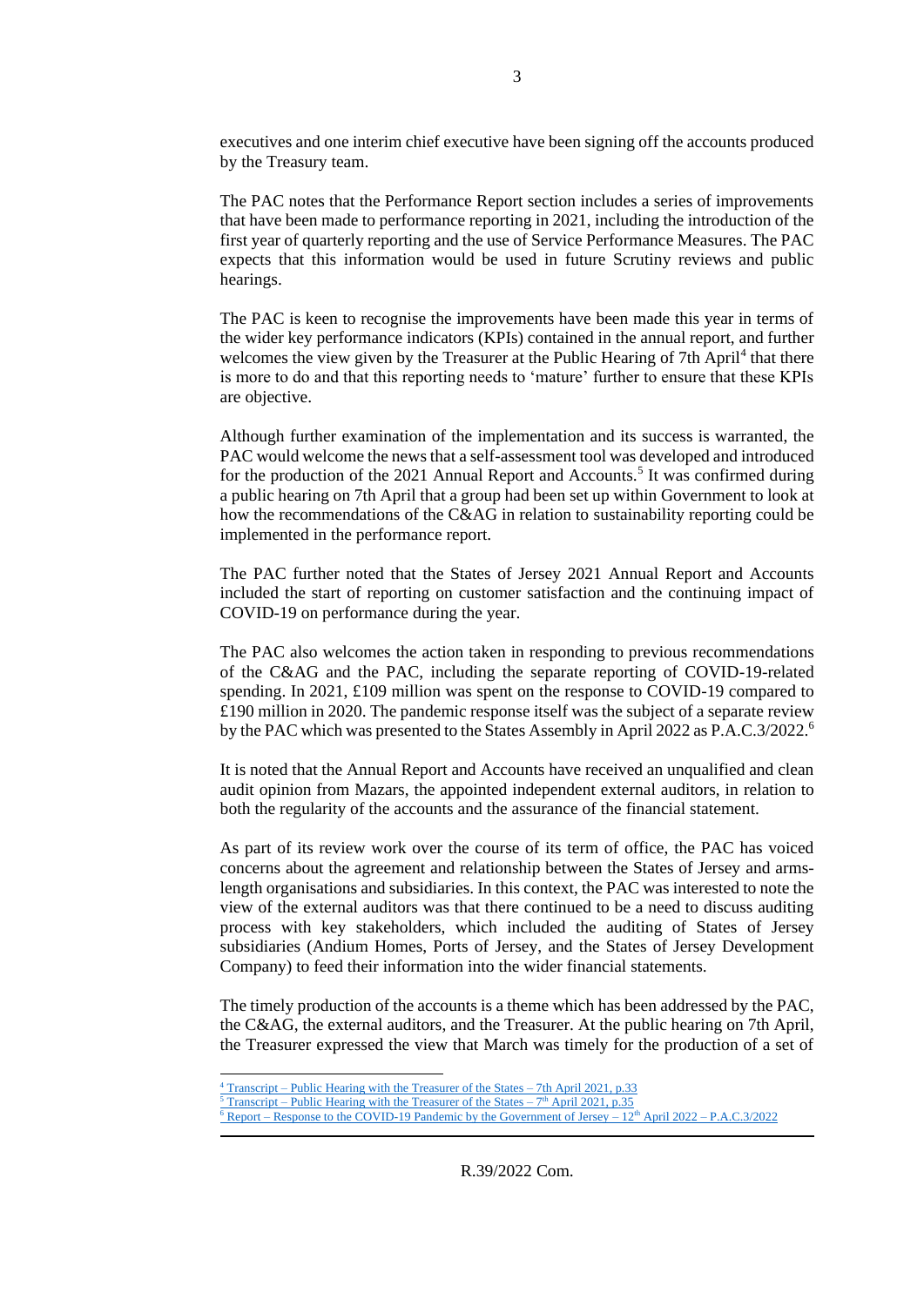executives and one interim chief executive have been signing off the accounts produced by the Treasury team.

The PAC notes that the Performance Report section includes a series of improvements that have been made to performance reporting in 2021, including the introduction of the first year of quarterly reporting and the use of Service Performance Measures. The PAC expects that this information would be used in future Scrutiny reviews and public hearings.

The PAC is keen to recognise the improvements have been made this year in terms of the wider key performance indicators (KPIs) contained in the annual report, and further welcomes the view given by the Treasurer at the Public Hearing of 7th April[4] that there is more to do and that this reporting needs to 'mature' further to ensure that these KPIs are objective.

Although further examination of the implementation and its success is warranted, the PAC would welcome the news that a self-assessment tool was developed and introduced for the production of the 2021 Annual Report and Accounts.[5] It was confirmed during a public hearing on 7th April that a group had been set up within Government to look at how the recommendations of the C&AG in relation to sustainability reporting could be implemented in the performance report.

The PAC further noted that the States of Jersey 2021 Annual Report and Accounts included the start of reporting on customer satisfaction and the continuing impact of COVID-19 on performance during the year.

The PAC also welcomes the action taken in responding to previous recommendations of the C&AG and the PAC, including the separate reporting of COVID-19-related spending. In 2021, £109 million was spent on the response to COVID-19 compared to £190 million in 2020. The pandemic response itself was the subject of a separate review by the PAC which was presented to the States Assembly in April 2022 as P.A.C.3/2022.[6]

It is noted that the Annual Report and Accounts have received an unqualified and clean audit opinion from Mazars, the appointed independent external auditors, in relation to both the regularity of the accounts and the assurance of the financial statement.

As part of its review work over the course of its term of office, the PAC has voiced concerns about the agreement and relationship between the States of Jersey and arms-length organisations and subsidiaries. In this context, the PAC was interested to note the view of the external auditors was that there continued to be a need to discuss auditing process with key stakeholders, which included the auditing of States of Jersey subsidiaries (Andium Homes, Ports of Jersey, and the States of Jersey Development Company) to feed their information into the wider financial statements.

The timely production of the accounts is a theme which has been addressed by the PAC, the C&AG, the external auditors, and the Treasurer. At the public hearing on 7th April, the Treasurer expressed the view that March was timely for the production of a set of

---

[4] Transcript – Public Hearing with the Treasurer of the States – 7th April 2021, p.33

[5] Transcript – Public Hearing with the Treasurer of the States – 7th April 2021, p.35

[6] Report – Response to the COVID-19 Pandemic by the Government of Jersey – 12th April 2022 – P.A.C.3/2022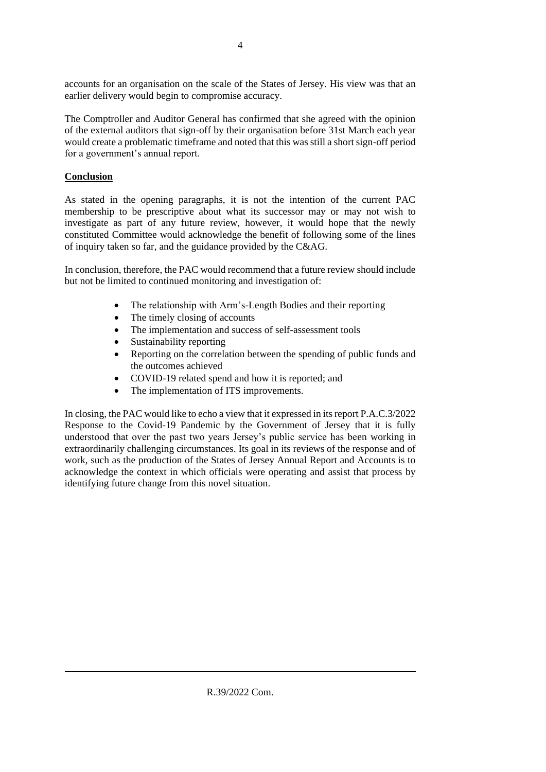accounts for an organisation on the scale of the States of Jersey. His view was that an earlier delivery would begin to compromise accuracy.

The Comptroller and Auditor General has confirmed that she agreed with the opinion of the external auditors that sign-off by their organisation before 31st March each year would create a problematic timeframe and noted that this was still a short sign-off period for a government's annual report.

## Conclusion

As stated in the opening paragraphs, it is not the intention of the current PAC membership to be prescriptive about what its successor may or may not wish to investigate as part of any future review, however, it would hope that the newly constituted Committee would acknowledge the benefit of following some of the lines of inquiry taken so far, and the guidance provided by the C&AG.

In conclusion, therefore, the PAC would recommend that a future review should include but not be limited to continued monitoring and investigation of:

- The relationship with Arm's-Length Bodies and their reporting
- The timely closing of accounts
- The implementation and success of self-assessment tools
- Sustainability reporting
- Reporting on the correlation between the spending of public funds and the outcomes achieved
- COVID-19 related spend and how it is reported; and
- The implementation of ITS improvements.

In closing, the PAC would like to echo a view that it expressed in its report P.A.C.3/2022 Response to the Covid-19 Pandemic by the Government of Jersey that it is fully understood that over the past two years Jersey's public service has been working in extraordinarily challenging circumstances. Its goal in its reviews of the response and of work, such as the production of the States of Jersey Annual Report and Accounts is to acknowledge the context in which officials were operating and assist that process by identifying future change from this novel situation.